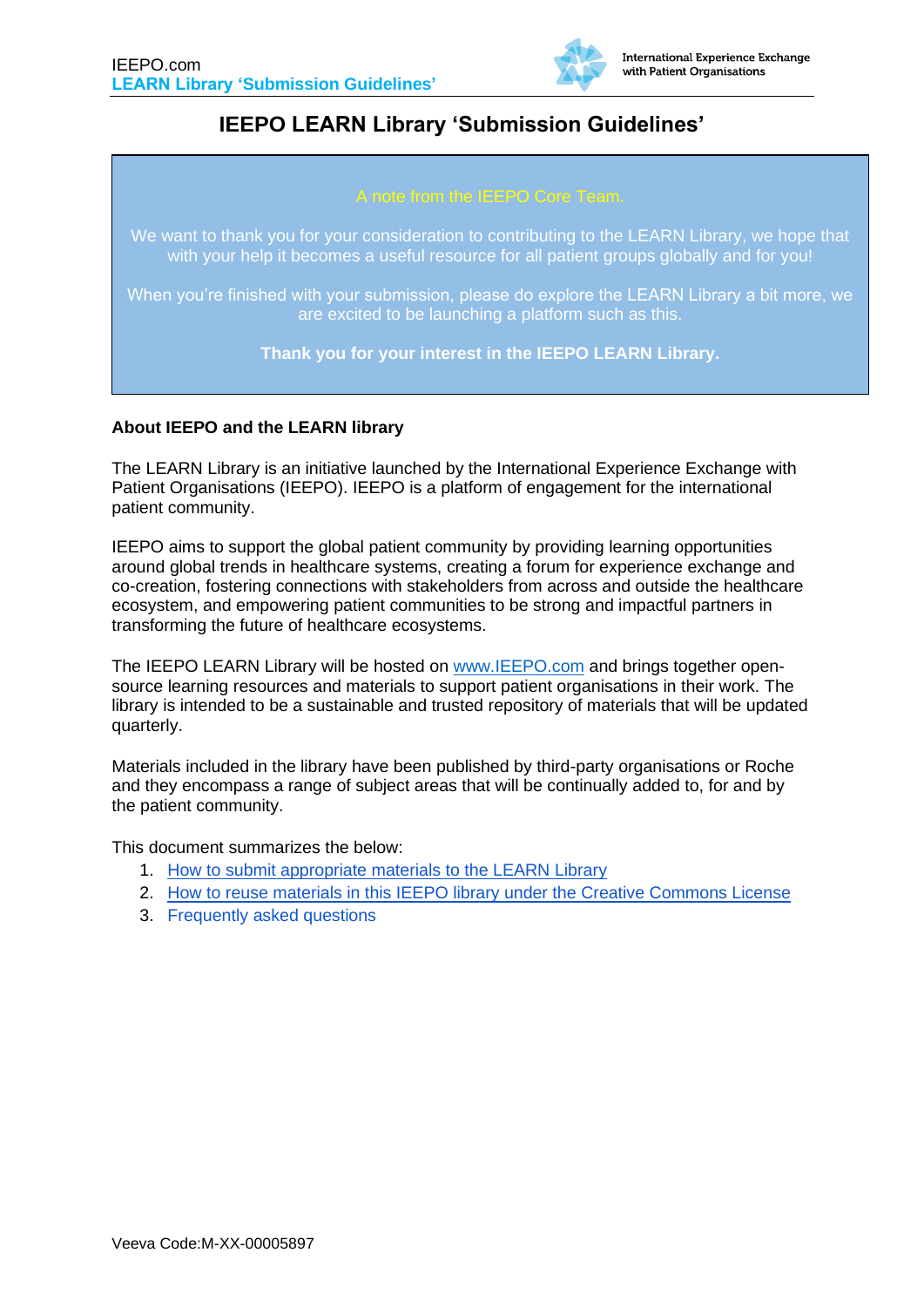# IEEPO LEARN Library 'Submission Guidelines'

A note from the IEEPO Core Team.

We want to thank you for your consideration to contributing to the LEARN Library, we hope that with your help it becomes a useful resource for all patient groups globally and for you!

When you're finished with your submission, please do explore the LEARN Library a bit more, we are excited to be launching a platform such as this.

**Thank you for your interest in the IEEPO LEARN Library.**

**About IEEPO and the LEARN library**

The LEARN Library is an initiative launched by the International Experience Exchange with Patient Organisations (IEEPO). IEEPO is a platform of engagement for the international patient community.

IEEPO aims to support the global patient community by providing learning opportunities around global trends in healthcare systems, creating a forum for experience exchange and co-creation, fostering connections with stakeholders from across and outside the healthcare ecosystem, and empowering patient communities to be strong and impactful partners in transforming the future of healthcare ecosystems.

The IEEPO LEARN Library will be hosted on www.IEEPO.com and brings together open-source learning resources and materials to support patient organisations in their work. The library is intended to be a sustainable and trusted repository of materials that will be updated quarterly.

Materials included in the library have been published by third-party organisations or Roche and they encompass a range of subject areas that will be continually added to, for and by the patient community.

This document summarizes the below:

1. How to submit appropriate materials to the LEARN Library
2. How to reuse materials in this IEEPO library under the Creative Commons License
3. Frequently asked questions

Veeva Code:M-XX-00005897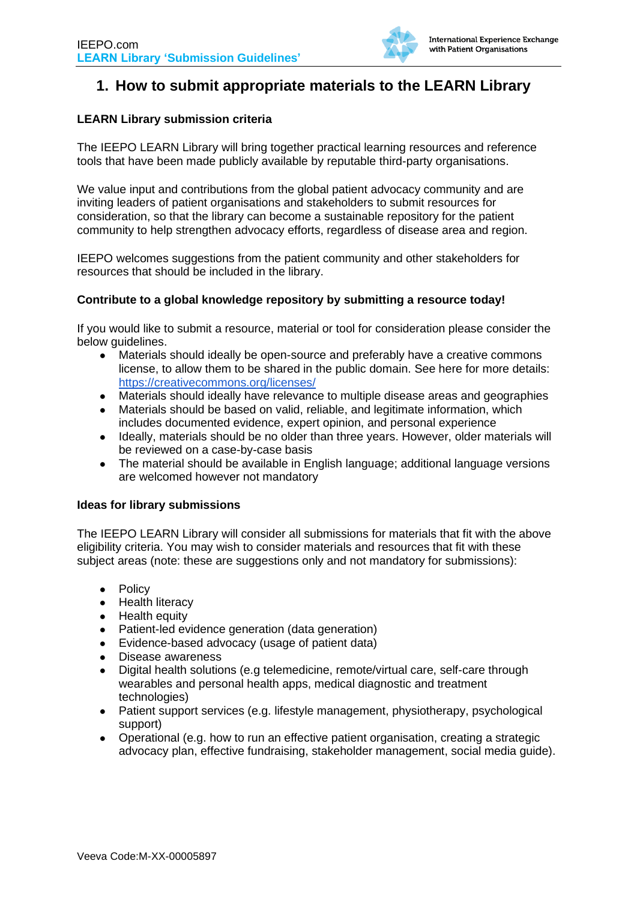# 1. How to submit appropriate materials to the LEARN Library

**LEARN Library submission criteria**

The IEEPO LEARN Library will bring together practical learning resources and reference tools that have been made publicly available by reputable third-party organisations.

We value input and contributions from the global patient advocacy community and are inviting leaders of patient organisations and stakeholders to submit resources for consideration, so that the library can become a sustainable repository for the patient community to help strengthen advocacy efforts, regardless of disease area and region.

IEEPO welcomes suggestions from the patient community and other stakeholders for resources that should be included in the library.

**Contribute to a global knowledge repository by submitting a resource today!**

If you would like to submit a resource, material or tool for consideration please consider the below guidelines.

- Materials should ideally be open-source and preferably have a creative commons license, to allow them to be shared in the public domain. See here for more details: https://creativecommons.org/licenses/
- Materials should ideally have relevance to multiple disease areas and geographies
- Materials should be based on valid, reliable, and legitimate information, which includes documented evidence, expert opinion, and personal experience
- Ideally, materials should be no older than three years. However, older materials will be reviewed on a case-by-case basis
- The material should be available in English language; additional language versions are welcomed however not mandatory

**Ideas for library submissions**

The IEEPO LEARN Library will consider all submissions for materials that fit with the above eligibility criteria. You may wish to consider materials and resources that fit with these subject areas (note: these are suggestions only and not mandatory for submissions):

- Policy
- Health literacy
- Health equity
- Patient-led evidence generation (data generation)
- Evidence-based advocacy (usage of patient data)
- Disease awareness
- Digital health solutions (e.g telemedicine, remote/virtual care, self-care through wearables and personal health apps, medical diagnostic and treatment technologies)
- Patient support services (e.g. lifestyle management, physiotherapy, psychological support)
- Operational (e.g. how to run an effective patient organisation, creating a strategic advocacy plan, effective fundraising, stakeholder management, social media guide).

Veeva Code:M-XX-00005897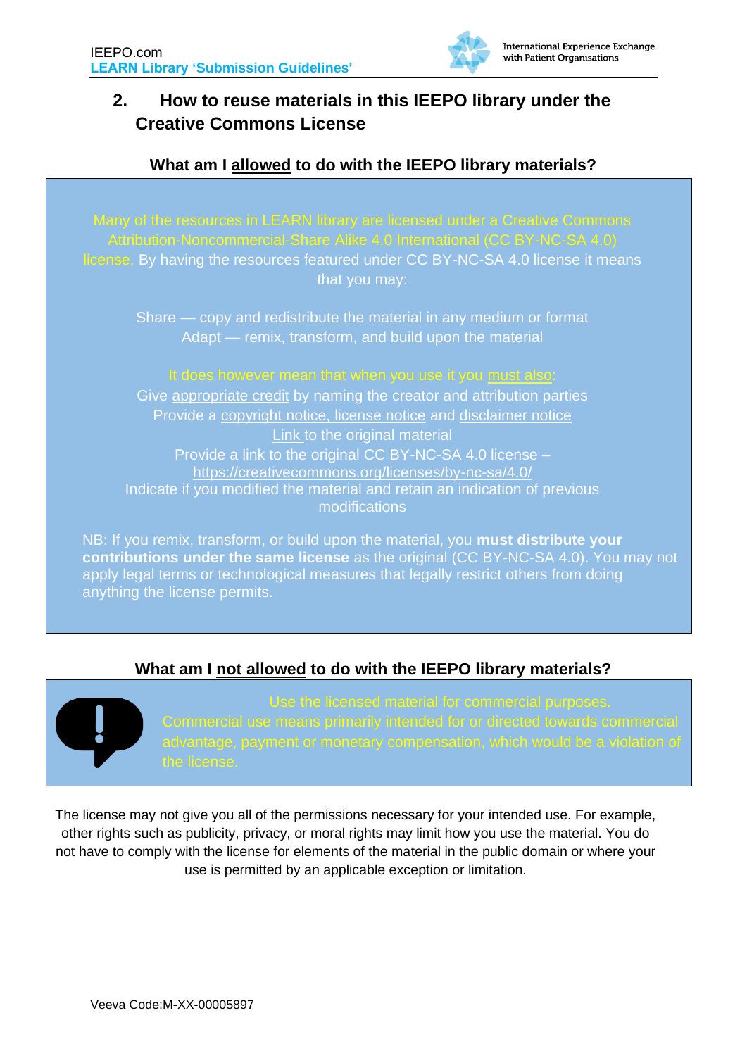## 2. How to reuse materials in this IEEPO library under the Creative Commons License

### What am I allowed to do with the IEEPO library materials?

Many of the resources in LEARN library are licensed under a Creative Commons Attribution-Noncommercial-Share Alike 4.0 International (CC BY-NC-SA 4.0) license. By having the resources featured under CC BY-NC-SA 4.0 license it means that you may:

Share — copy and redistribute the material in any medium or format
Adapt — remix, transform, and build upon the material

It does however mean that when you use it you must also:

Give appropriate credit by naming the creator and attribution parties
Provide a copyright notice, license notice and disclaimer notice
Link to the original material
Provide a link to the original CC BY-NC-SA 4.0 license – https://creativecommons.org/licenses/by-nc-sa/4.0/
Indicate if you modified the material and retain an indication of previous modifications

NB: If you remix, transform, or build upon the material, you **must distribute your contributions under the same license** as the original (CC BY-NC-SA 4.0). You may not apply legal terms or technological measures that legally restrict others from doing anything the license permits.

### What am I not allowed to do with the IEEPO library materials?

Use the licensed material for commercial purposes.
Commercial use means primarily intended for or directed towards commercial advantage, payment or monetary compensation, which would be a violation of the license.

The license may not give you all of the permissions necessary for your intended use. For example, other rights such as publicity, privacy, or moral rights may limit how you use the material. You do not have to comply with the license for elements of the material in the public domain or where your use is permitted by an applicable exception or limitation.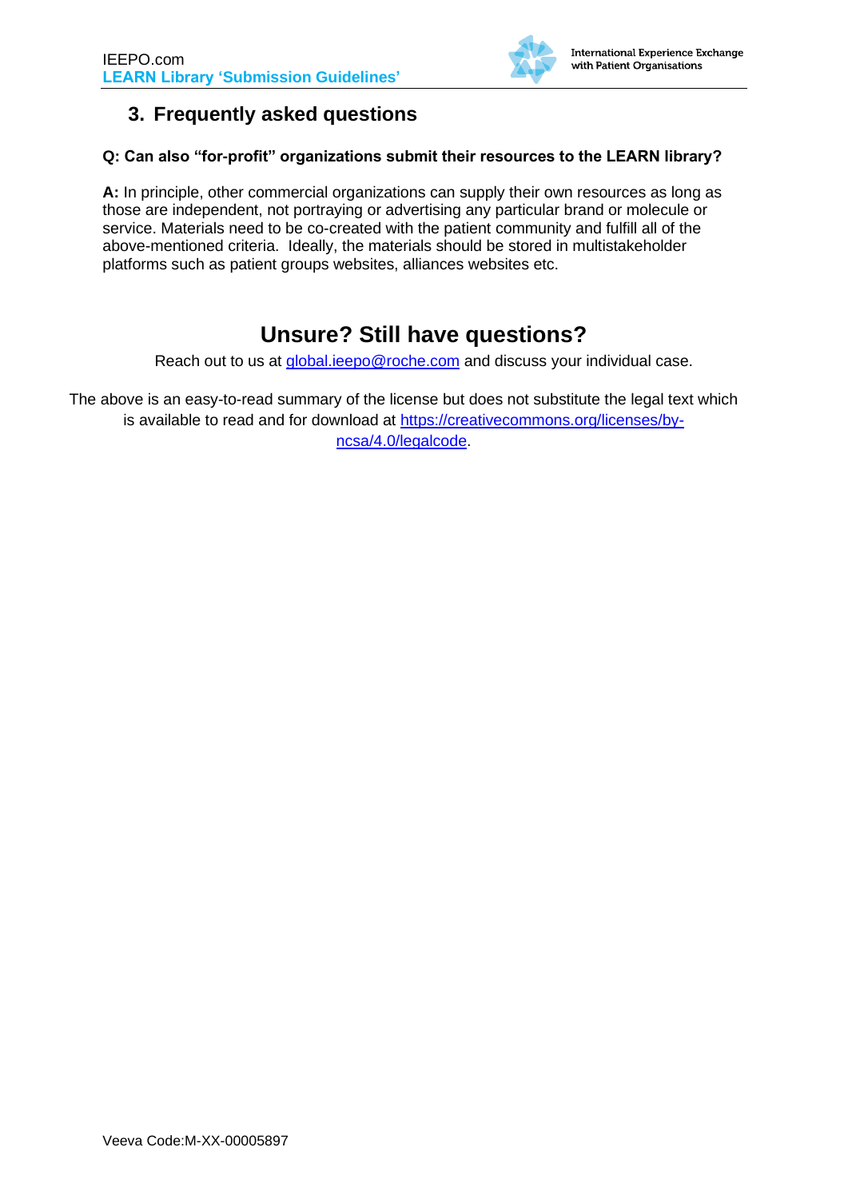## 3. Frequently asked questions

**Q: Can also "for-profit" organizations submit their resources to the LEARN library?**

**A:** In principle, other commercial organizations can supply their own resources as long as those are independent, not portraying or advertising any particular brand or molecule or service. Materials need to be co-created with the patient community and fulfill all of the above-mentioned criteria. Ideally, the materials should be stored in multistakeholder platforms such as patient groups websites, alliances websites etc.

## Unsure? Still have questions?

Reach out to us at global.ieepo@roche.com and discuss your individual case.

The above is an easy-to-read summary of the license but does not substitute the legal text which is available to read and for download at https://creativecommons.org/licenses/by-ncsa/4.0/legalcode.

Veeva Code:M-XX-00005897